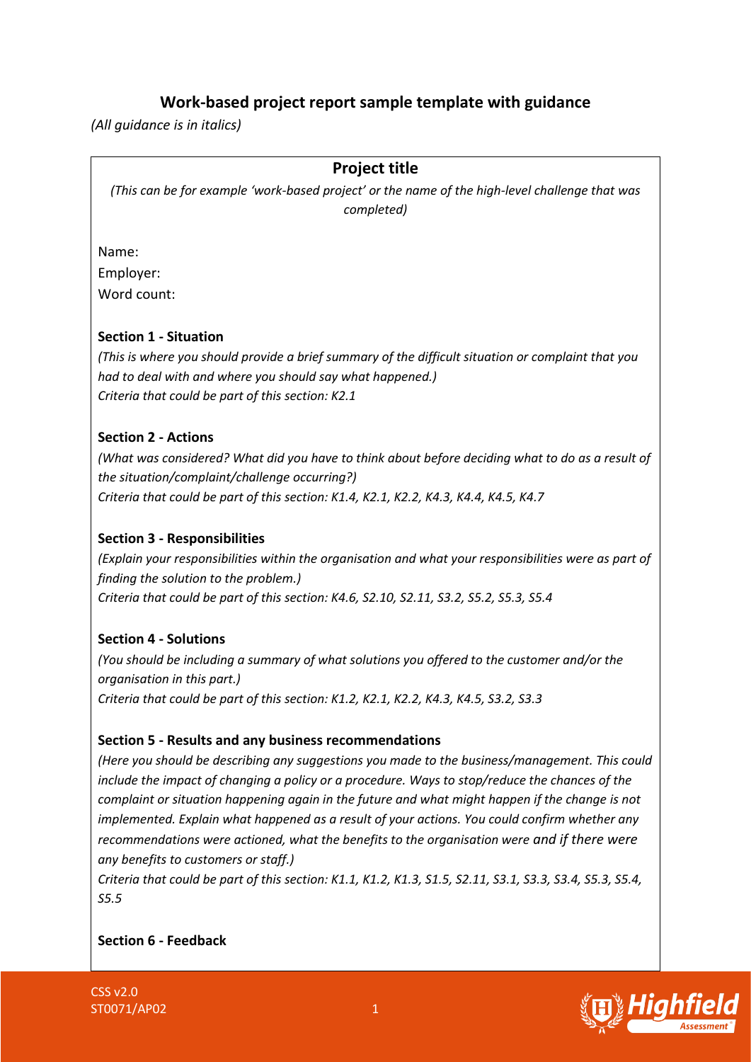# Work-based project report sample template with guidance

*(All guidance is in italics)*

## Project title

*(This can be for example 'work-based project' or the name of the high-level challenge that was completed)*

Name:

Employer:

Word count:

**Section 1 - Situation**

*(This is where you should provide a brief summary of the difficult situation or complaint that you had to deal with and where you should say what happened.)*

*Criteria that could be part of this section: K2.1*

**Section 2 - Actions**

*(What was considered? What did you have to think about before deciding what to do as a result of the situation/complaint/challenge occurring?)*

*Criteria that could be part of this section: K1.4, K2.1, K2.2, K4.3, K4.4, K4.5, K4.7*

**Section 3 - Responsibilities**

*(Explain your responsibilities within the organisation and what your responsibilities were as part of finding the solution to the problem.)*

*Criteria that could be part of this section: K4.6, S2.10, S2.11, S3.2, S5.2, S5.3, S5.4*

**Section 4 - Solutions**

*(You should be including a summary of what solutions you offered to the customer and/or the organisation in this part.)*

*Criteria that could be part of this section: K1.2, K2.1, K2.2, K4.3, K4.5, S3.2, S3.3*

**Section 5 - Results and any business recommendations**

*(Here you should be describing any suggestions you made to the business/management. This could include the impact of changing a policy or a procedure. Ways to stop/reduce the chances of the complaint or situation happening again in the future and what might happen if the change is not implemented. Explain what happened as a result of your actions. You could confirm whether any recommendations were actioned, what the benefits to the organisation were and if there were any benefits to customers or staff.)*

*Criteria that could be part of this section: K1.1, K1.2, K1.3, S1.5, S2.11, S3.1, S3.3, S3.4, S5.3, S5.4, S5.5*

**Section 6 - Feedback**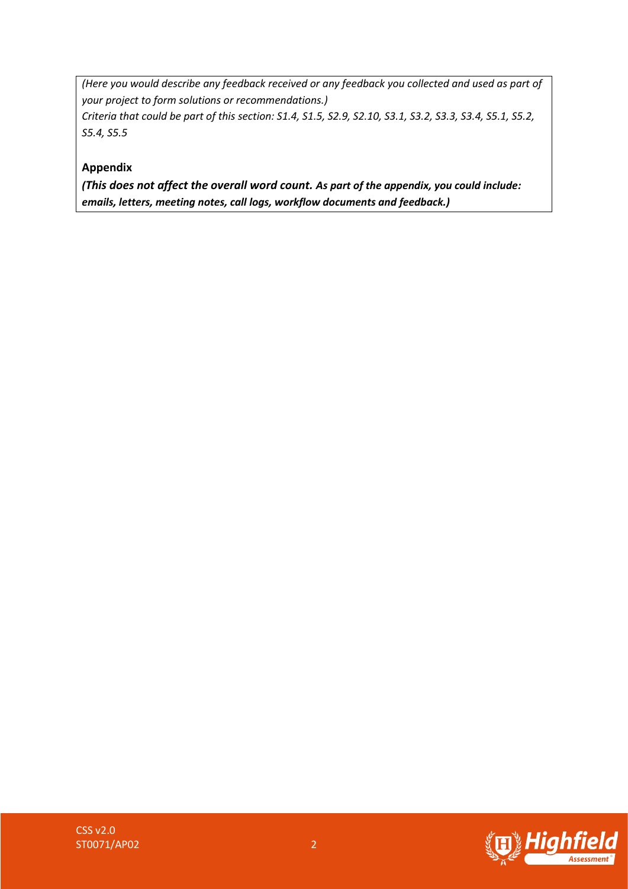*(Here you would describe any feedback received or any feedback you collected and used as part of your project to form solutions or recommendations.)*
*Criteria that could be part of this section: S1.4, S1.5, S2.9, S2.10, S3.1, S3.2, S3.3, S3.4, S5.1, S5.2, S5.4, S5.5*

**Appendix**

***(This does not affect the overall word count. As part of the appendix, you could include: emails, letters, meeting notes, call logs, workflow documents and feedback.)***